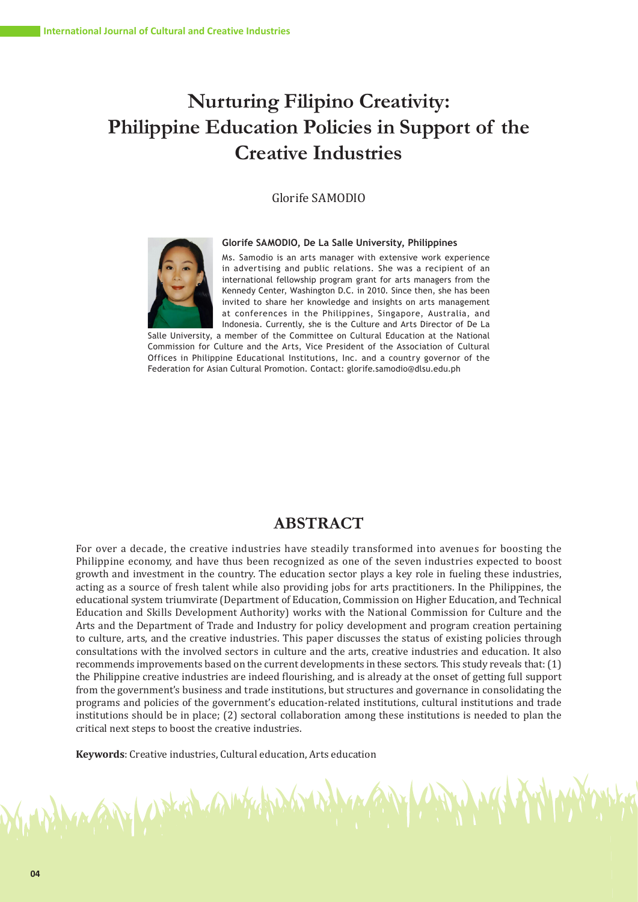# Nurturing Filipino Creativity: Philippine Education Policies in Support of the Creative Industries

Glorife SAMODIO

**Glorife SAMODIO, De La Salle University, Philippines**

Ms. Samodio is an arts manager with extensive work experience in advertising and public relations. She was a recipient of an international fellowship program grant for arts managers from the Kennedy Center, Washington D.C. in 2010. Since then, she has been invited to share her knowledge and insights on arts management at conferences in the Philippines, Singapore, Australia, and Indonesia. Currently, she is the Culture and Arts Director of De La Salle University, a member of the Committee on Cultural Education at the National Commission for Culture and the Arts, Vice President of the Association of Cultural Offices in Philippine Educational Institutions, Inc. and a country governor of the Federation for Asian Cultural Promotion. Contact: glorife.samodio@dlsu.edu.ph

## ABSTRACT

For over a decade, the creative industries have steadily transformed into avenues for boosting the Philippine economy, and have thus been recognized as one of the seven industries expected to boost growth and investment in the country. The education sector plays a key role in fueling these industries, acting as a source of fresh talent while also providing jobs for arts practitioners. In the Philippines, the educational system triumvirate (Department of Education, Commission on Higher Education, and Technical Education and Skills Development Authority) works with the National Commission for Culture and the Arts and the Department of Trade and Industry for policy development and program creation pertaining to culture, arts, and the creative industries. This paper discusses the status of existing policies through consultations with the involved sectors in culture and the arts, creative industries and education. It also recommends improvements based on the current developments in these sectors. This study reveals that: (1) the Philippine creative industries are indeed flourishing, and is already at the onset of getting full support from the government's business and trade institutions, but structures and governance in consolidating the programs and policies of the government's education-related institutions, cultural institutions and trade institutions should be in place; (2) sectoral collaboration among these institutions is needed to plan the critical next steps to boost the creative industries.

**Keywords**: Creative industries, Cultural education, Arts education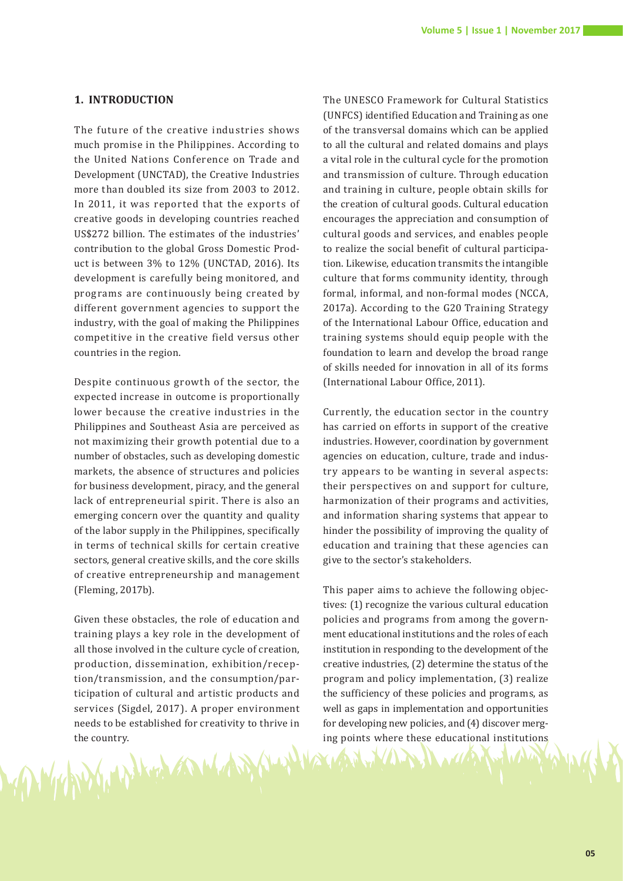## 1. INTRODUCTION

The future of the creative industries shows much promise in the Philippines. According to the United Nations Conference on Trade and Development (UNCTAD), the Creative Industries more than doubled its size from 2003 to 2012. In 2011, it was reported that the exports of creative goods in developing countries reached US$272 billion. The estimates of the industries' contribution to the global Gross Domestic Product is between 3% to 12% (UNCTAD, 2016). Its development is carefully being monitored, and programs are continuously being created by different government agencies to support the industry, with the goal of making the Philippines competitive in the creative field versus other countries in the region.

Despite continuous growth of the sector, the expected increase in outcome is proportionally lower because the creative industries in the Philippines and Southeast Asia are perceived as not maximizing their growth potential due to a number of obstacles, such as developing domestic markets, the absence of structures and policies for business development, piracy, and the general lack of entrepreneurial spirit. There is also an emerging concern over the quantity and quality of the labor supply in the Philippines, specifically in terms of technical skills for certain creative sectors, general creative skills, and the core skills of creative entrepreneurship and management (Fleming, 2017b).

Given these obstacles, the role of education and training plays a key role in the development of all those involved in the culture cycle of creation, production, dissemination, exhibition/reception/transmission, and the consumption/participation of cultural and artistic products and services (Sigdel, 2017). A proper environment needs to be established for creativity to thrive in the country.

The UNESCO Framework for Cultural Statistics (UNFCS) identified Education and Training as one of the transversal domains which can be applied to all the cultural and related domains and plays a vital role in the cultural cycle for the promotion and transmission of culture. Through education and training in culture, people obtain skills for the creation of cultural goods. Cultural education encourages the appreciation and consumption of cultural goods and services, and enables people to realize the social benefit of cultural participation. Likewise, education transmits the intangible culture that forms community identity, through formal, informal, and non-formal modes (NCCA, 2017a). According to the G20 Training Strategy of the International Labour Office, education and training systems should equip people with the foundation to learn and develop the broad range of skills needed for innovation in all of its forms (International Labour Office, 2011).

Currently, the education sector in the country has carried on efforts in support of the creative industries. However, coordination by government agencies on education, culture, trade and industry appears to be wanting in several aspects: their perspectives on and support for culture, harmonization of their programs and activities, and information sharing systems that appear to hinder the possibility of improving the quality of education and training that these agencies can give to the sector's stakeholders.

This paper aims to achieve the following objectives: (1) recognize the various cultural education policies and programs from among the government educational institutions and the roles of each institution in responding to the development of the creative industries, (2) determine the status of the program and policy implementation, (3) realize the sufficiency of these policies and programs, as well as gaps in implementation and opportunities for developing new policies, and (4) discover merging points where these educational institutions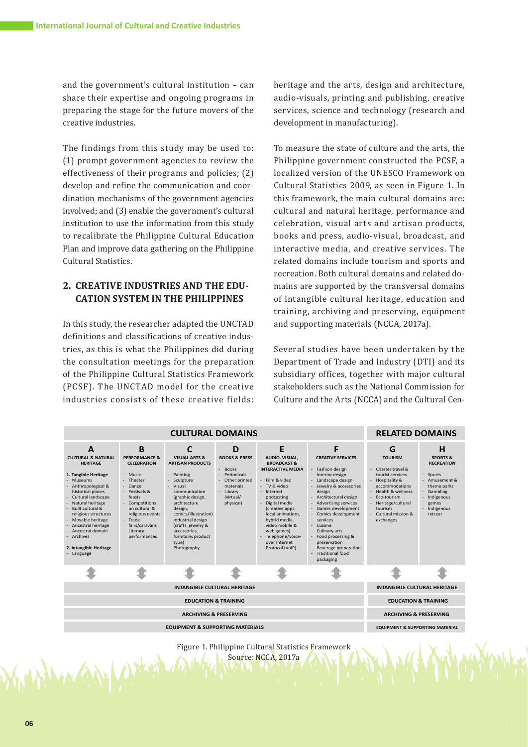and the government's cultural institution – can share their expertise and ongoing programs in preparing the stage for the future movers of the creative industries.

The findings from this study may be used to: (1) prompt government agencies to review the effectiveness of their programs and policies; (2) develop and refine the communication and coordination mechanisms of the government agencies involved; and (3) enable the government's cultural institution to use the information from this study to recalibrate the Philippine Cultural Education Plan and improve data gathering on the Philippine Cultural Statistics.

## 2. CREATIVE INDUSTRIES AND THE EDUCATION SYSTEM IN THE PHILIPPINES

In this study, the researcher adapted the UNCTAD definitions and classifications of creative industries, as this is what the Philippines did during the consultation meetings for the preparation of the Philippine Cultural Statistics Framework (PCSF). The UNCTAD model for the creative industries consists of these creative fields: heritage and the arts, design and architecture, audio-visuals, printing and publishing, creative services, science and technology (research and development in manufacturing).

To measure the state of culture and the arts, the Philippine government constructed the PCSF, a localized version of the UNESCO Framework on Cultural Statistics 2009, as seen in Figure 1. In this framework, the main cultural domains are: cultural and natural heritage, performance and celebration, visual arts and artisan products, books and press, audio-visual, broadcast, and interactive media, and creative services. The related domains include tourism and sports and recreation. Both cultural domains and related domains are supported by the transversal domains of intangible cultural heritage, education and training, archiving and preserving, equipment and supporting materials (NCCA, 2017a).

Several studies have been undertaken by the Department of Trade and Industry (DTI) and its subsidiary offices, together with major cultural stakeholders such as the National Commission for Culture and the Arts (NCCA) and the Cultural Cen-

| CULTURAL DOMAINS | | | | | | RELATED DOMAINS | |
|---|---|---|---|---|---|---|---|
| **A** CULTURAL & NATURAL HERITAGE | **B** PERFORMANCE & CELEBRATION | **C** VISUAL ARTS & ARTISAN PRODUCTS | **D** BOOKS & PRESS | **E** AUDIO. VISUAL, BROADCAST & INTERACTIVE MEDIA | **F** CREATIVE SERVICES | **G** TOURISM | **H** SPORTS & RECREATION |
| 1. Tangible Heritage<br>- Museums<br>- Anthropological & historical places<br>- Cultural landscape<br>- Natural heritage<br>- Built cultural & religious structures<br>- Movable heritage<br>- Ancestral heritage<br>- Ancestral domain<br>- Archives<br>2. Intangible Heritage<br>- Language | - Music<br>- Theater<br>- Dance<br>- Festivals & feasts<br>- Competitions on cultural & religious events<br>- Trade fairs/caravans<br>- Literary performances | - Painting<br>- Sculpture<br>- Visual communication (graphic design, architecture design, comics/illustration)<br>- Industrial design (crafts, jewelry & accessories, furniture, product type)<br>- Photography | - Books<br>- Periodicals<br>- Other printed materials<br>- Library (virtual/ physical) | - Film & video<br>- TV & video<br>- Internet podcasting<br>- Digital media (creative apps, local animations, hybrid media, video mobile & web games)<br>- Telephone/voice-over Internet Protocol (VoIP) | - Fashion design<br>- Interior design<br>- Landscape design<br>- Jewelry & accessories design<br>- Architectural design<br>- Advertising services<br>- Games development<br>- Comics development services<br>- Cuisine<br>- Culinary arts<br>- Food processing & preservation<br>- Beverage preparation<br>- Traditional food packaging | - Charter travel & tourist services<br>- Hospitality & accommodations<br>- Health & wellness<br>- Eco-tourism<br>- Heritage/cultural tourism<br>- Cultural mission & exchanges | - Sports<br>- Amusement & theme parks<br>- Gambling<br>- Indigenous games<br>- Indigenous retreat |
| INTANGIBLE CULTURAL HERITAGE | | | | | | INTANGIBLE CULTURAL HERITAGE | |
| EDUCATION & TRAINING | | | | | | EDUCATION & TRAINING | |
| ARCHIVING & PRESERVING | | | | | | ARCHIVING & PRESERVING | |
| EQUIPMENT & SUPPORTING MATERIALS | | | | | | EQUIPMENT & SUPPORTING MATERIAL | |

Figure 1. Philippine Cultural Statistics Framework
Source: NCCA, 2017a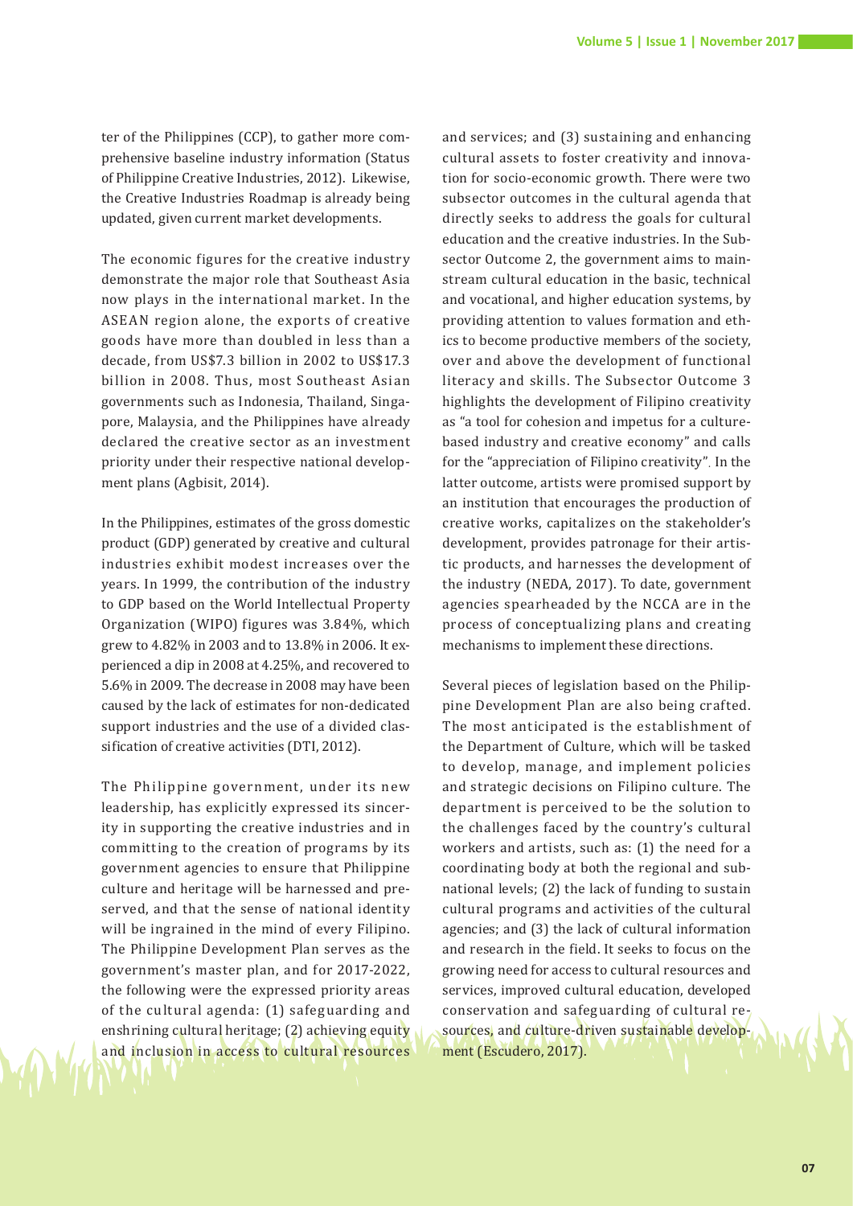ter of the Philippines (CCP), to gather more comprehensive baseline industry information (Status of Philippine Creative Industries, 2012). Likewise, the Creative Industries Roadmap is already being updated, given current market developments.

The economic figures for the creative industry demonstrate the major role that Southeast Asia now plays in the international market. In the ASEAN region alone, the exports of creative goods have more than doubled in less than a decade, from US$7.3 billion in 2002 to US$17.3 billion in 2008. Thus, most Southeast Asian governments such as Indonesia, Thailand, Singapore, Malaysia, and the Philippines have already declared the creative sector as an investment priority under their respective national development plans (Agbisit, 2014).

In the Philippines, estimates of the gross domestic product (GDP) generated by creative and cultural industries exhibit modest increases over the years. In 1999, the contribution of the industry to GDP based on the World Intellectual Property Organization (WIPO) figures was 3.84%, which grew to 4.82% in 2003 and to 13.8% in 2006. It experienced a dip in 2008 at 4.25%, and recovered to 5.6% in 2009. The decrease in 2008 may have been caused by the lack of estimates for non-dedicated support industries and the use of a divided classification of creative activities (DTI, 2012).

The Philippine government, under its new leadership, has explicitly expressed its sincerity in supporting the creative industries and in committing to the creation of programs by its government agencies to ensure that Philippine culture and heritage will be harnessed and preserved, and that the sense of national identity will be ingrained in the mind of every Filipino. The Philippine Development Plan serves as the government's master plan, and for 2017-2022, the following were the expressed priority areas of the cultural agenda: (1) safeguarding and enshrining cultural heritage; (2) achieving equity and inclusion in access to cultural resources and services; and (3) sustaining and enhancing cultural assets to foster creativity and innovation for socio-economic growth. There were two subsector outcomes in the cultural agenda that directly seeks to address the goals for cultural education and the creative industries. In the Subsector Outcome 2, the government aims to mainstream cultural education in the basic, technical and vocational, and higher education systems, by providing attention to values formation and ethics to become productive members of the society, over and above the development of functional literacy and skills. The Subsector Outcome 3 highlights the development of Filipino creativity as "a tool for cohesion and impetus for a culture-based industry and creative economy" and calls for the "appreciation of Filipino creativity". In the latter outcome, artists were promised support by an institution that encourages the production of creative works, capitalizes on the stakeholder's development, provides patronage for their artistic products, and harnesses the development of the industry (NEDA, 2017). To date, government agencies spearheaded by the NCCA are in the process of conceptualizing plans and creating mechanisms to implement these directions.

Several pieces of legislation based on the Philippine Development Plan are also being crafted. The most anticipated is the establishment of the Department of Culture, which will be tasked to develop, manage, and implement policies and strategic decisions on Filipino culture. The department is perceived to be the solution to the challenges faced by the country's cultural workers and artists, such as: (1) the need for a coordinating body at both the regional and subnational levels; (2) the lack of funding to sustain cultural programs and activities of the cultural agencies; and (3) the lack of cultural information and research in the field. It seeks to focus on the growing need for access to cultural resources and services, improved cultural education, developed conservation and safeguarding of cultural resources, and culture-driven sustainable development (Escudero, 2017).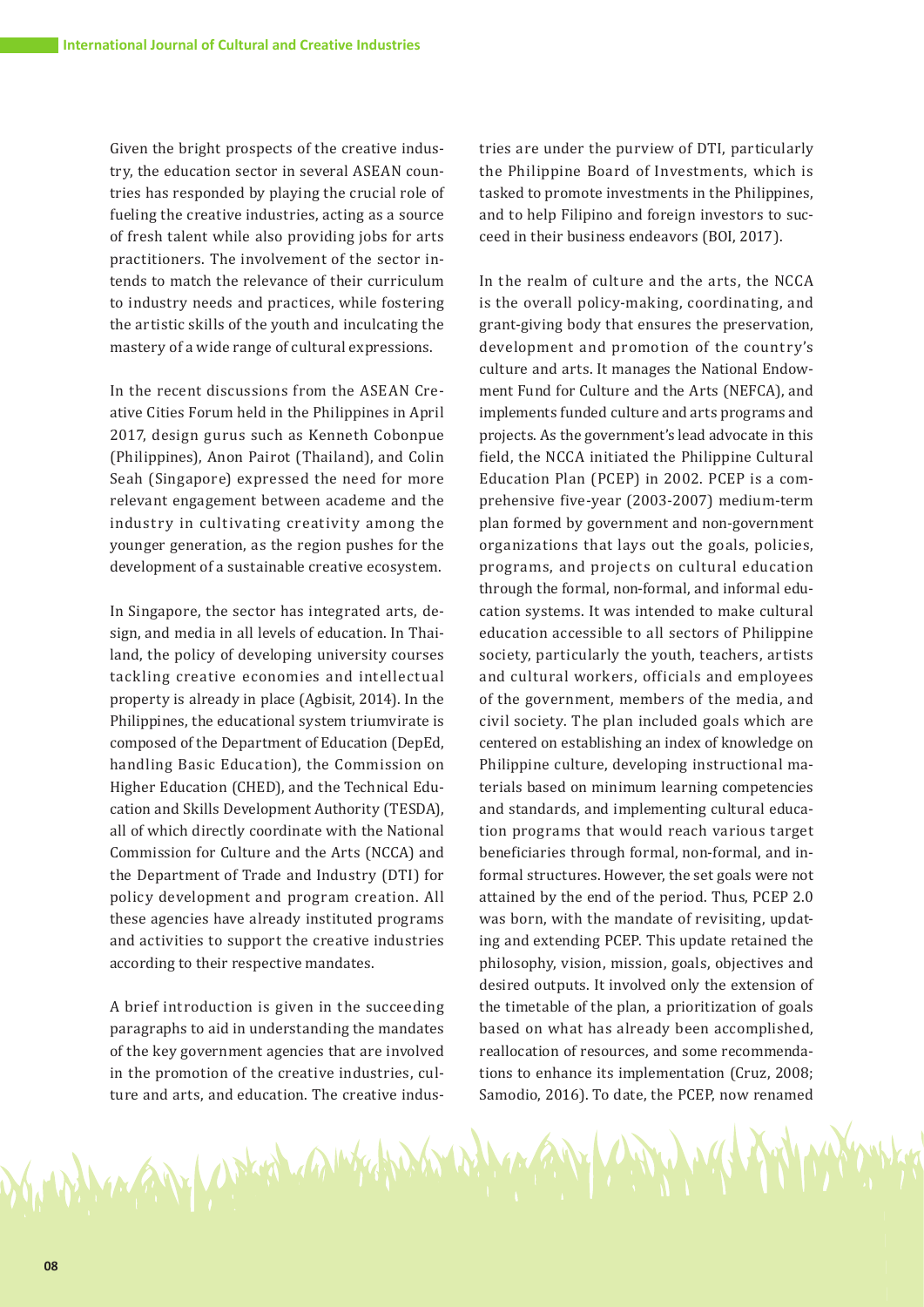Given the bright prospects of the creative industry, the education sector in several ASEAN countries has responded by playing the crucial role of fueling the creative industries, acting as a source of fresh talent while also providing jobs for arts practitioners. The involvement of the sector intends to match the relevance of their curriculum to industry needs and practices, while fostering the artistic skills of the youth and inculcating the mastery of a wide range of cultural expressions.

In the recent discussions from the ASEAN Creative Cities Forum held in the Philippines in April 2017, design gurus such as Kenneth Cobonpue (Philippines), Anon Pairot (Thailand), and Colin Seah (Singapore) expressed the need for more relevant engagement between academe and the industry in cultivating creativity among the younger generation, as the region pushes for the development of a sustainable creative ecosystem.

In Singapore, the sector has integrated arts, design, and media in all levels of education. In Thailand, the policy of developing university courses tackling creative economies and intellectual property is already in place (Agbisit, 2014). In the Philippines, the educational system triumvirate is composed of the Department of Education (DepEd, handling Basic Education), the Commission on Higher Education (CHED), and the Technical Education and Skills Development Authority (TESDA), all of which directly coordinate with the National Commission for Culture and the Arts (NCCA) and the Department of Trade and Industry (DTI) for policy development and program creation. All these agencies have already instituted programs and activities to support the creative industries according to their respective mandates.

A brief introduction is given in the succeeding paragraphs to aid in understanding the mandates of the key government agencies that are involved in the promotion of the creative industries, culture and arts, and education. The creative industries are under the purview of DTI, particularly the Philippine Board of Investments, which is tasked to promote investments in the Philippines, and to help Filipino and foreign investors to succeed in their business endeavors (BOI, 2017).

In the realm of culture and the arts, the NCCA is the overall policy-making, coordinating, and grant-giving body that ensures the preservation, development and promotion of the country's culture and arts. It manages the National Endowment Fund for Culture and the Arts (NEFCA), and implements funded culture and arts programs and projects. As the government's lead advocate in this field, the NCCA initiated the Philippine Cultural Education Plan (PCEP) in 2002. PCEP is a comprehensive five-year (2003-2007) medium-term plan formed by government and non-government organizations that lays out the goals, policies, programs, and projects on cultural education through the formal, non-formal, and informal education systems. It was intended to make cultural education accessible to all sectors of Philippine society, particularly the youth, teachers, artists and cultural workers, officials and employees of the government, members of the media, and civil society. The plan included goals which are centered on establishing an index of knowledge on Philippine culture, developing instructional materials based on minimum learning competencies and standards, and implementing cultural education programs that would reach various target beneficiaries through formal, non-formal, and informal structures. However, the set goals were not attained by the end of the period. Thus, PCEP 2.0 was born, with the mandate of revisiting, updating and extending PCEP. This update retained the philosophy, vision, mission, goals, objectives and desired outputs. It involved only the extension of the timetable of the plan, a prioritization of goals based on what has already been accomplished, reallocation of resources, and some recommendations to enhance its implementation (Cruz, 2008; Samodio, 2016). To date, the PCEP, now renamed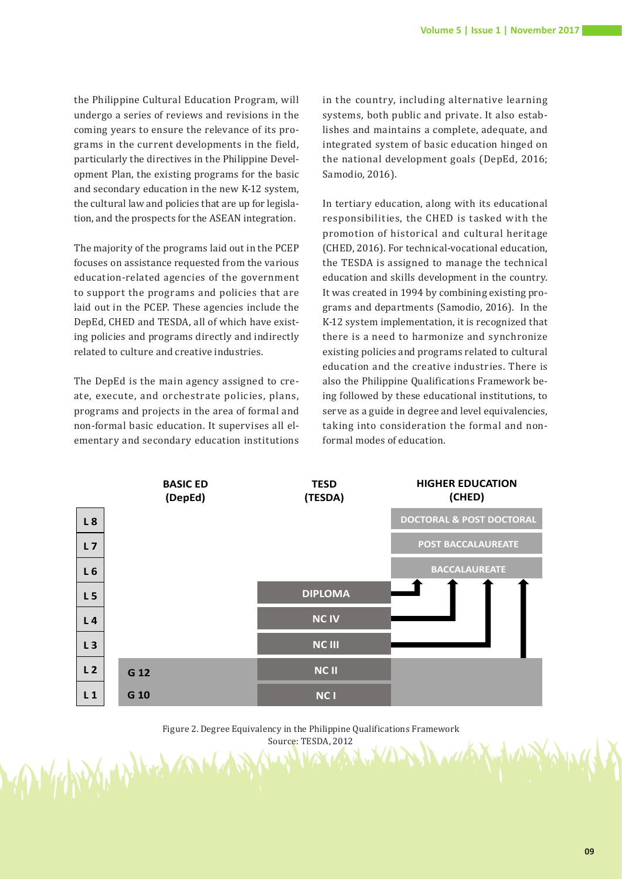the Philippine Cultural Education Program, will undergo a series of reviews and revisions in the coming years to ensure the relevance of its programs in the current developments in the field, particularly the directives in the Philippine Development Plan, the existing programs for the basic and secondary education in the new K-12 system, the cultural law and policies that are up for legislation, and the prospects for the ASEAN integration.

The majority of the programs laid out in the PCEP focuses on assistance requested from the various education-related agencies of the government to support the programs and policies that are laid out in the PCEP. These agencies include the DepEd, CHED and TESDA, all of which have existing policies and programs directly and indirectly related to culture and creative industries.

The DepEd is the main agency assigned to create, execute, and orchestrate policies, plans, programs and projects in the area of formal and non-formal basic education. It supervises all elementary and secondary education institutions in the country, including alternative learning systems, both public and private. It also establishes and maintains a complete, adequate, and integrated system of basic education hinged on the national development goals (DepEd, 2016; Samodio, 2016).

In tertiary education, along with its educational responsibilities, the CHED is tasked with the promotion of historical and cultural heritage (CHED, 2016). For technical-vocational education, the TESDA is assigned to manage the technical education and skills development in the country. It was created in 1994 by combining existing programs and departments (Samodio, 2016). In the K-12 system implementation, it is recognized that there is a need to harmonize and synchronize existing policies and programs related to cultural education and the creative industries. There is also the Philippine Qualifications Framework being followed by these educational institutions, to serve as a guide in degree and level equivalencies, taking into consideration the formal and non-formal modes of education.

BASIC ED (DepEd)
TESD (TESDA)
HIGHER EDUCATION (CHED)

L 8
L 7
L 6
L 5
L 4
L 3
L 2
L 1

DOCTORAL & POST DOCTORAL
POST BACCALAUREATE
BACCALAUREATE
DIPLOMA
NC IV
NC III
NC II
NC I
G 12
G 10

Figure 2. Degree Equivalency in the Philippine Qualifications Framework
Source: TESDA, 2012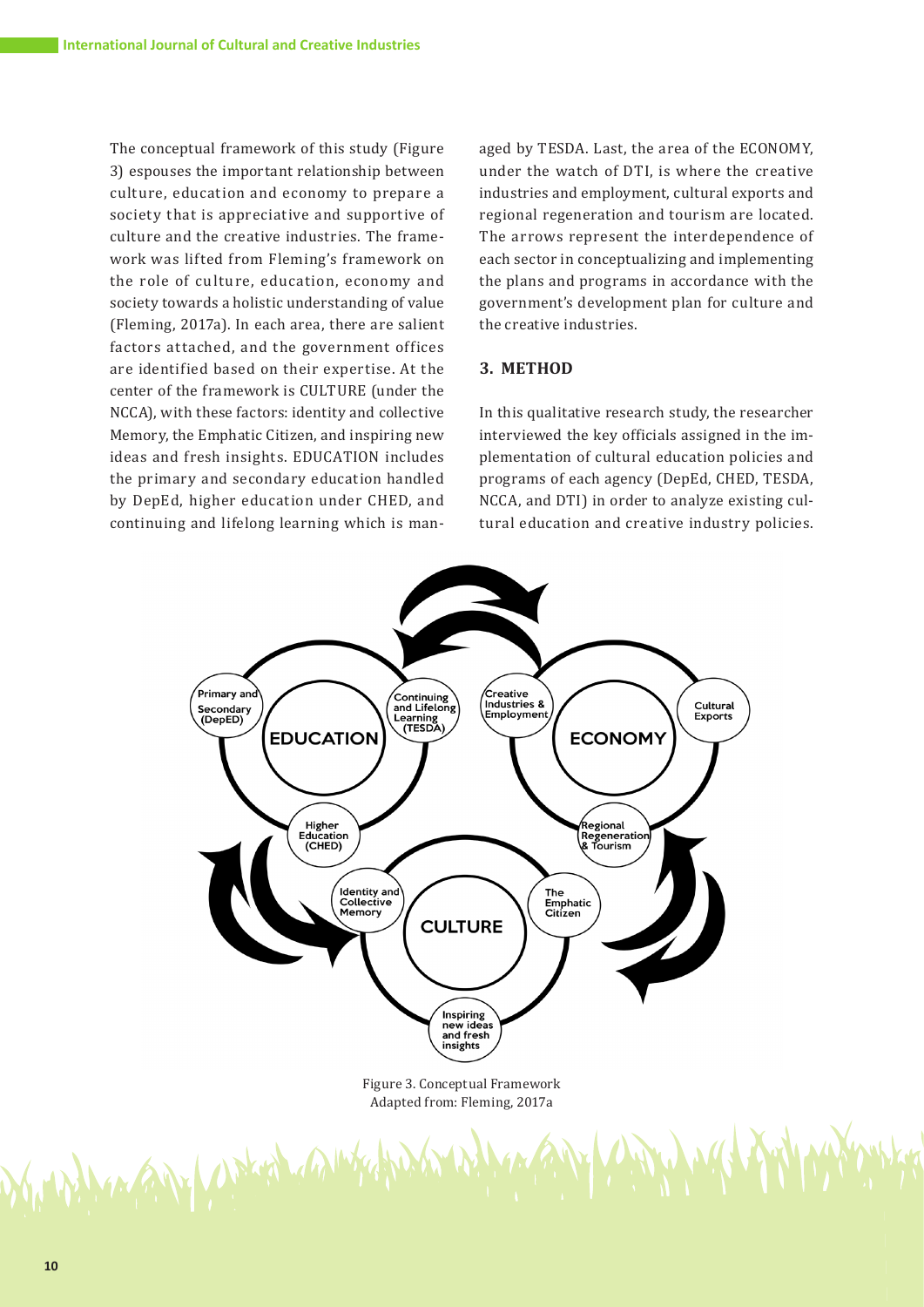The conceptual framework of this study (Figure 3) espouses the important relationship between culture, education and economy to prepare a society that is appreciative and supportive of culture and the creative industries. The framework was lifted from Fleming's framework on the role of culture, education, economy and society towards a holistic understanding of value (Fleming, 2017a). In each area, there are salient factors attached, and the government offices are identified based on their expertise. At the center of the framework is CULTURE (under the NCCA), with these factors: identity and collective Memory, the Emphatic Citizen, and inspiring new ideas and fresh insights. EDUCATION includes the primary and secondary education handled by DepEd, higher education under CHED, and continuing and lifelong learning which is managed by TESDA. Last, the area of the ECONOMY, under the watch of DTI, is where the creative industries and employment, cultural exports and regional regeneration and tourism are located. The arrows represent the interdependence of each sector in conceptualizing and implementing the plans and programs in accordance with the government's development plan for culture and the creative industries.

## 3. METHOD

In this qualitative research study, the researcher interviewed the key officials assigned in the implementation of cultural education policies and programs of each agency (DepEd, CHED, TESDA, NCCA, and DTI) in order to analyze existing cultural education and creative industry policies.

EDUCATION
Primary and Secondary (DepED)
Continuing and Lifelong Learning (TESDA)
Higher Education (CHED)

ECONOMY
Creative Industries & Employment
Cultural Exports
Regional Regeneration & Tourism

CULTURE
Identity and Collective Memory
The Emphatic Citizen
Inspiring new ideas and fresh insights

Figure 3. Conceptual Framework
Adapted from: Fleming, 2017a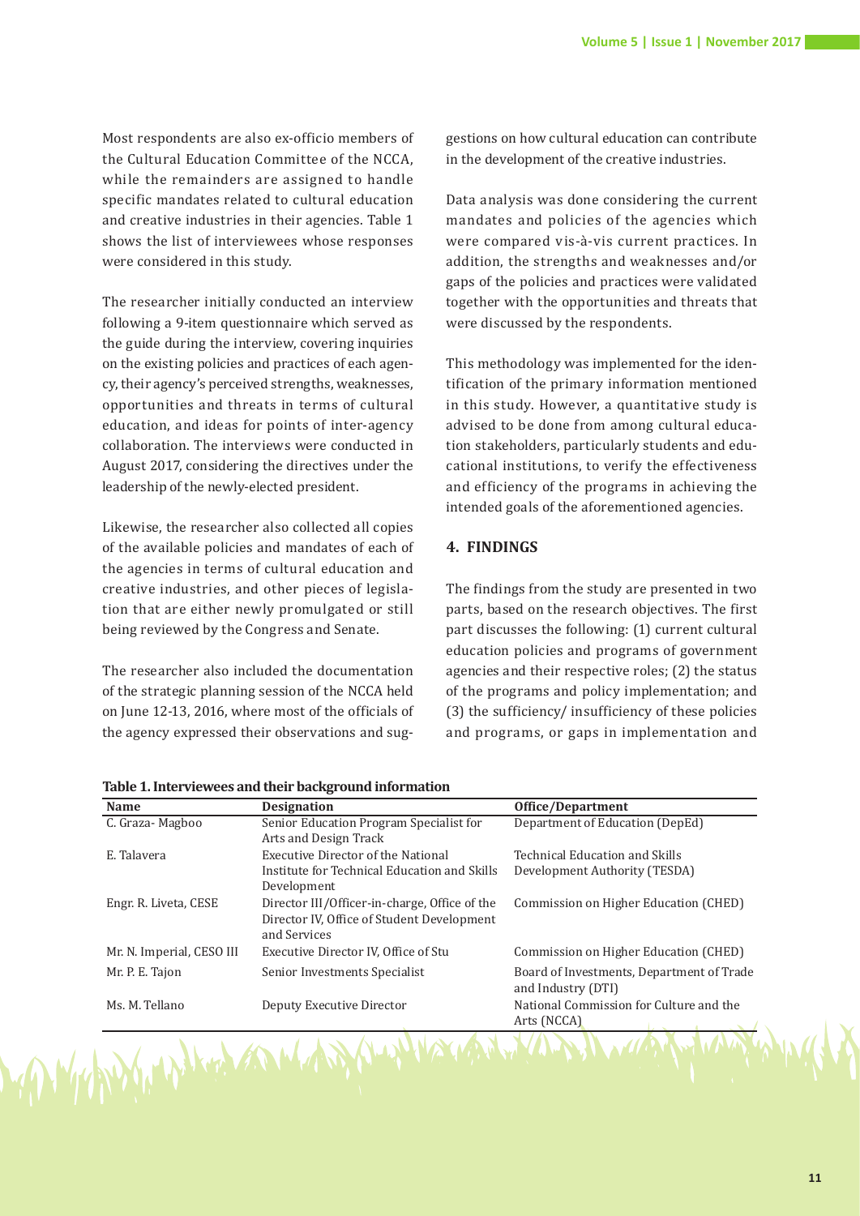Most respondents are also ex-officio members of the Cultural Education Committee of the NCCA, while the remainders are assigned to handle specific mandates related to cultural education and creative industries in their agencies. Table 1 shows the list of interviewees whose responses were considered in this study.

The researcher initially conducted an interview following a 9-item questionnaire which served as the guide during the interview, covering inquiries on the existing policies and practices of each agency, their agency's perceived strengths, weaknesses, opportunities and threats in terms of cultural education, and ideas for points of inter-agency collaboration. The interviews were conducted in August 2017, considering the directives under the leadership of the newly-elected president.

Likewise, the researcher also collected all copies of the available policies and mandates of each of the agencies in terms of cultural education and creative industries, and other pieces of legislation that are either newly promulgated or still being reviewed by the Congress and Senate.

The researcher also included the documentation of the strategic planning session of the NCCA held on June 12-13, 2016, where most of the officials of the agency expressed their observations and suggestions on how cultural education can contribute in the development of the creative industries.

Data analysis was done considering the current mandates and policies of the agencies which were compared vis-à-vis current practices. In addition, the strengths and weaknesses and/or gaps of the policies and practices were validated together with the opportunities and threats that were discussed by the respondents.

This methodology was implemented for the identification of the primary information mentioned in this study. However, a quantitative study is advised to be done from among cultural education stakeholders, particularly students and educational institutions, to verify the effectiveness and efficiency of the programs in achieving the intended goals of the aforementioned agencies.

## 4. FINDINGS

The findings from the study are presented in two parts, based on the research objectives. The first part discusses the following: (1) current cultural education policies and programs of government agencies and their respective roles; (2) the status of the programs and policy implementation; and (3) the sufficiency/ insufficiency of these policies and programs, or gaps in implementation and

**Table 1. Interviewees and their background information**

| Name | Designation | Office/Department |
|---|---|---|
| C. Graza- Magboo | Senior Education Program Specialist for Arts and Design Track | Department of Education (DepEd) |
| E. Talavera | Executive Director of the National Institute for Technical Education and Skills Development | Technical Education and Skills Development Authority (TESDA) |
| Engr. R. Liveta, CESE | Director III/Officer-in-charge, Office of the Director IV, Office of Student Development and Services | Commission on Higher Education (CHED) |
| Mr. N. Imperial, CESO III | Executive Director IV, Office of Stu | Commission on Higher Education (CHED) |
| Mr. P. E. Tajon | Senior Investments Specialist | Board of Investments, Department of Trade and Industry (DTI) |
| Ms. M. Tellano | Deputy Executive Director | National Commission for Culture and the Arts (NCCA) |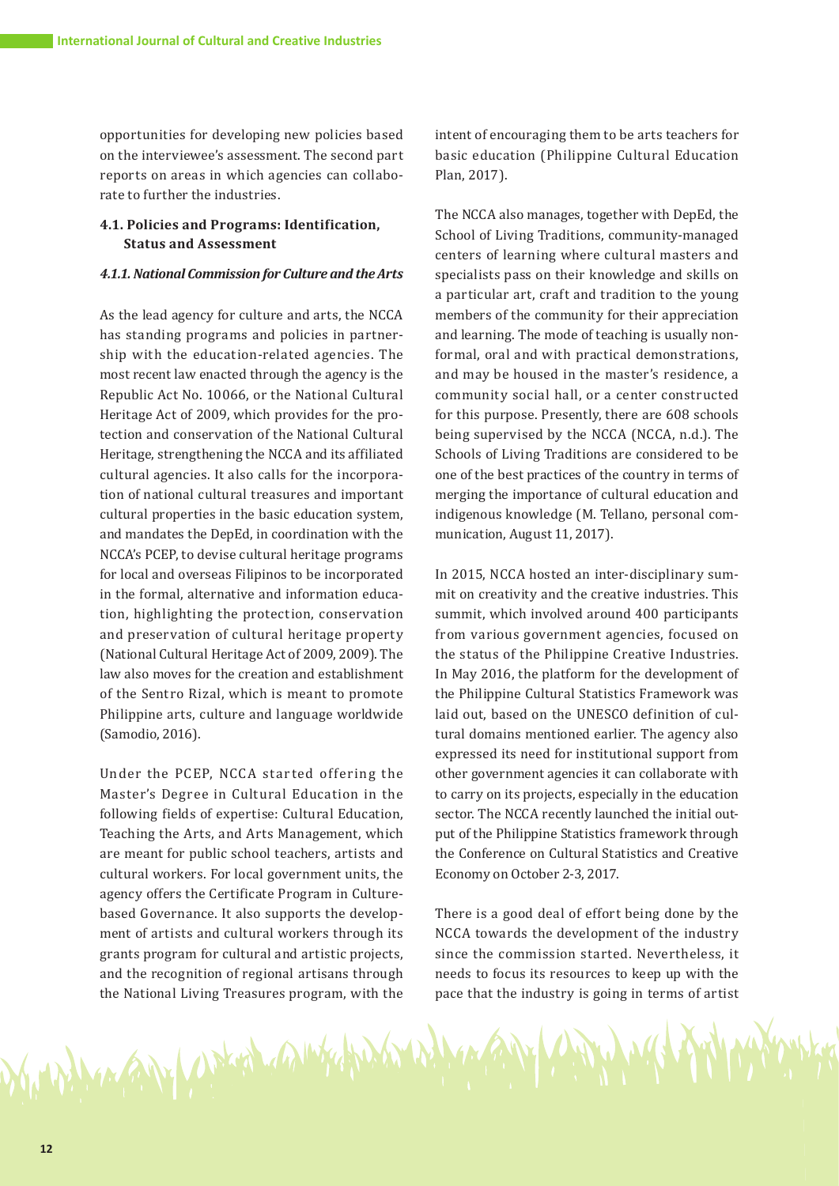opportunities for developing new policies based on the interviewee's assessment. The second part reports on areas in which agencies can collaborate to further the industries.

### 4.1. Policies and Programs: Identification, Status and Assessment

#### *4.1.1. National Commission for Culture and the Arts*

As the lead agency for culture and arts, the NCCA has standing programs and policies in partnership with the education-related agencies. The most recent law enacted through the agency is the Republic Act No. 10066, or the National Cultural Heritage Act of 2009, which provides for the protection and conservation of the National Cultural Heritage, strengthening the NCCA and its affiliated cultural agencies. It also calls for the incorporation of national cultural treasures and important cultural properties in the basic education system, and mandates the DepEd, in coordination with the NCCA's PCEP, to devise cultural heritage programs for local and overseas Filipinos to be incorporated in the formal, alternative and information education, highlighting the protection, conservation and preservation of cultural heritage property (National Cultural Heritage Act of 2009, 2009). The law also moves for the creation and establishment of the Sentro Rizal, which is meant to promote Philippine arts, culture and language worldwide (Samodio, 2016).

Under the PCEP, NCCA started offering the Master's Degree in Cultural Education in the following fields of expertise: Cultural Education, Teaching the Arts, and Arts Management, which are meant for public school teachers, artists and cultural workers. For local government units, the agency offers the Certificate Program in Culture-based Governance. It also supports the development of artists and cultural workers through its grants program for cultural and artistic projects, and the recognition of regional artisans through the National Living Treasures program, with the intent of encouraging them to be arts teachers for basic education (Philippine Cultural Education Plan, 2017).

The NCCA also manages, together with DepEd, the School of Living Traditions, community-managed centers of learning where cultural masters and specialists pass on their knowledge and skills on a particular art, craft and tradition to the young members of the community for their appreciation and learning. The mode of teaching is usually non-formal, oral and with practical demonstrations, and may be housed in the master's residence, a community social hall, or a center constructed for this purpose. Presently, there are 608 schools being supervised by the NCCA (NCCA, n.d.). The Schools of Living Traditions are considered to be one of the best practices of the country in terms of merging the importance of cultural education and indigenous knowledge (M. Tellano, personal communication, August 11, 2017).

In 2015, NCCA hosted an inter-disciplinary summit on creativity and the creative industries. This summit, which involved around 400 participants from various government agencies, focused on the status of the Philippine Creative Industries. In May 2016, the platform for the development of the Philippine Cultural Statistics Framework was laid out, based on the UNESCO definition of cultural domains mentioned earlier. The agency also expressed its need for institutional support from other government agencies it can collaborate with to carry on its projects, especially in the education sector. The NCCA recently launched the initial output of the Philippine Statistics framework through the Conference on Cultural Statistics and Creative Economy on October 2-3, 2017.

There is a good deal of effort being done by the NCCA towards the development of the industry since the commission started. Nevertheless, it needs to focus its resources to keep up with the pace that the industry is going in terms of artist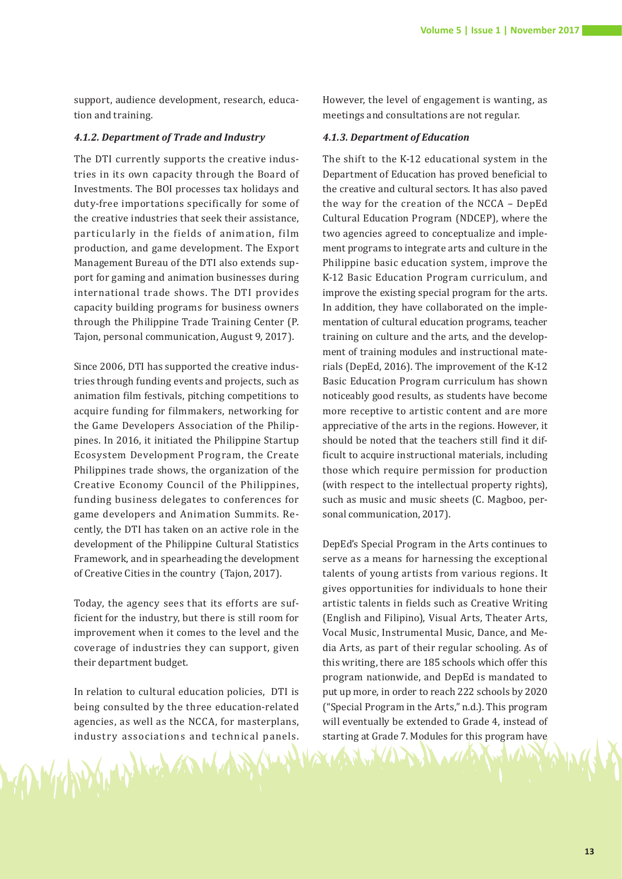support, audience development, research, education and training.

#### *4.1.2. Department of Trade and Industry*

The DTI currently supports the creative industries in its own capacity through the Board of Investments. The BOI processes tax holidays and duty-free importations specifically for some of the creative industries that seek their assistance, particularly in the fields of animation, film production, and game development. The Export Management Bureau of the DTI also extends support for gaming and animation businesses during international trade shows. The DTI provides capacity building programs for business owners through the Philippine Trade Training Center (P. Tajon, personal communication, August 9, 2017).

Since 2006, DTI has supported the creative industries through funding events and projects, such as animation film festivals, pitching competitions to acquire funding for filmmakers, networking for the Game Developers Association of the Philippines. In 2016, it initiated the Philippine Startup Ecosystem Development Program, the Create Philippines trade shows, the organization of the Creative Economy Council of the Philippines, funding business delegates to conferences for game developers and Animation Summits. Recently, the DTI has taken on an active role in the development of the Philippine Cultural Statistics Framework, and in spearheading the development of Creative Cities in the country (Tajon, 2017).

Today, the agency sees that its efforts are sufficient for the industry, but there is still room for improvement when it comes to the level and the coverage of industries they can support, given their department budget.

In relation to cultural education policies, DTI is being consulted by the three education-related agencies, as well as the NCCA, for masterplans, industry associations and technical panels. However, the level of engagement is wanting, as meetings and consultations are not regular.

#### *4.1.3. Department of Education*

The shift to the K-12 educational system in the Department of Education has proved beneficial to the creative and cultural sectors. It has also paved the way for the creation of the NCCA – DepEd Cultural Education Program (NDCEP), where the two agencies agreed to conceptualize and implement programs to integrate arts and culture in the Philippine basic education system, improve the K-12 Basic Education Program curriculum, and improve the existing special program for the arts. In addition, they have collaborated on the implementation of cultural education programs, teacher training on culture and the arts, and the development of training modules and instructional materials (DepEd, 2016). The improvement of the K-12 Basic Education Program curriculum has shown noticeably good results, as students have become more receptive to artistic content and are more appreciative of the arts in the regions. However, it should be noted that the teachers still find it difficult to acquire instructional materials, including those which require permission for production (with respect to the intellectual property rights), such as music and music sheets (C. Magboo, personal communication, 2017).

DepEd's Special Program in the Arts continues to serve as a means for harnessing the exceptional talents of young artists from various regions. It gives opportunities for individuals to hone their artistic talents in fields such as Creative Writing (English and Filipino), Visual Arts, Theater Arts, Vocal Music, Instrumental Music, Dance, and Media Arts, as part of their regular schooling. As of this writing, there are 185 schools which offer this program nationwide, and DepEd is mandated to put up more, in order to reach 222 schools by 2020 ("Special Program in the Arts," n.d.). This program will eventually be extended to Grade 4, instead of starting at Grade 7. Modules for this program have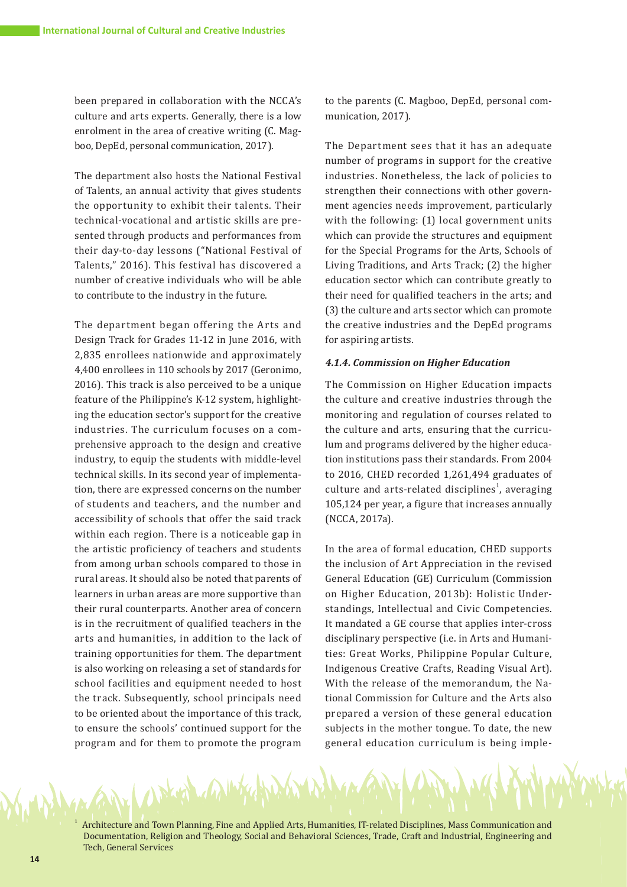been prepared in collaboration with the NCCA's culture and arts experts. Generally, there is a low enrolment in the area of creative writing (C. Magboo, DepEd, personal communication, 2017).

The department also hosts the National Festival of Talents, an annual activity that gives students the opportunity to exhibit their talents. Their technical-vocational and artistic skills are presented through products and performances from their day-to-day lessons ("National Festival of Talents," 2016). This festival has discovered a number of creative individuals who will be able to contribute to the industry in the future.

The department began offering the Arts and Design Track for Grades 11-12 in June 2016, with 2,835 enrollees nationwide and approximately 4,400 enrollees in 110 schools by 2017 (Geronimo, 2016). This track is also perceived to be a unique feature of the Philippine's K-12 system, highlighting the education sector's support for the creative industries. The curriculum focuses on a comprehensive approach to the design and creative industry, to equip the students with middle-level technical skills. In its second year of implementation, there are expressed concerns on the number of students and teachers, and the number and accessibility of schools that offer the said track within each region. There is a noticeable gap in the artistic proficiency of teachers and students from among urban schools compared to those in rural areas. It should also be noted that parents of learners in urban areas are more supportive than their rural counterparts. Another area of concern is in the recruitment of qualified teachers in the arts and humanities, in addition to the lack of training opportunities for them. The department is also working on releasing a set of standards for school facilities and equipment needed to host the track. Subsequently, school principals need to be oriented about the importance of this track, to ensure the schools' continued support for the program and for them to promote the program to the parents (C. Magboo, DepEd, personal communication, 2017).

The Department sees that it has an adequate number of programs in support for the creative industries. Nonetheless, the lack of policies to strengthen their connections with other government agencies needs improvement, particularly with the following: (1) local government units which can provide the structures and equipment for the Special Programs for the Arts, Schools of Living Traditions, and Arts Track; (2) the higher education sector which can contribute greatly to their need for qualified teachers in the arts; and (3) the culture and arts sector which can promote the creative industries and the DepEd programs for aspiring artists.

#### *4.1.4. Commission on Higher Education*

The Commission on Higher Education impacts the culture and creative industries through the monitoring and regulation of courses related to the culture and arts, ensuring that the curriculum and programs delivered by the higher education institutions pass their standards. From 2004 to 2016, CHED recorded 1,261,494 graduates of culture and arts-related disciplines[1], averaging 105,124 per year, a figure that increases annually (NCCA, 2017a).

In the area of formal education, CHED supports the inclusion of Art Appreciation in the revised General Education (GE) Curriculum (Commission on Higher Education, 2013b): Holistic Understandings, Intellectual and Civic Competencies. It mandated a GE course that applies inter-cross disciplinary perspective (i.e. in Arts and Humanities: Great Works, Philippine Popular Culture, Indigenous Creative Crafts, Reading Visual Art). With the release of the memorandum, the National Commission for Culture and the Arts also prepared a version of these general education subjects in the mother tongue. To date, the new general education curriculum is being imple-

[1] Architecture and Town Planning, Fine and Applied Arts, Humanities, IT-related Disciplines, Mass Communication and Documentation, Religion and Theology, Social and Behavioral Sciences, Trade, Craft and Industrial, Engineering and Tech, General Services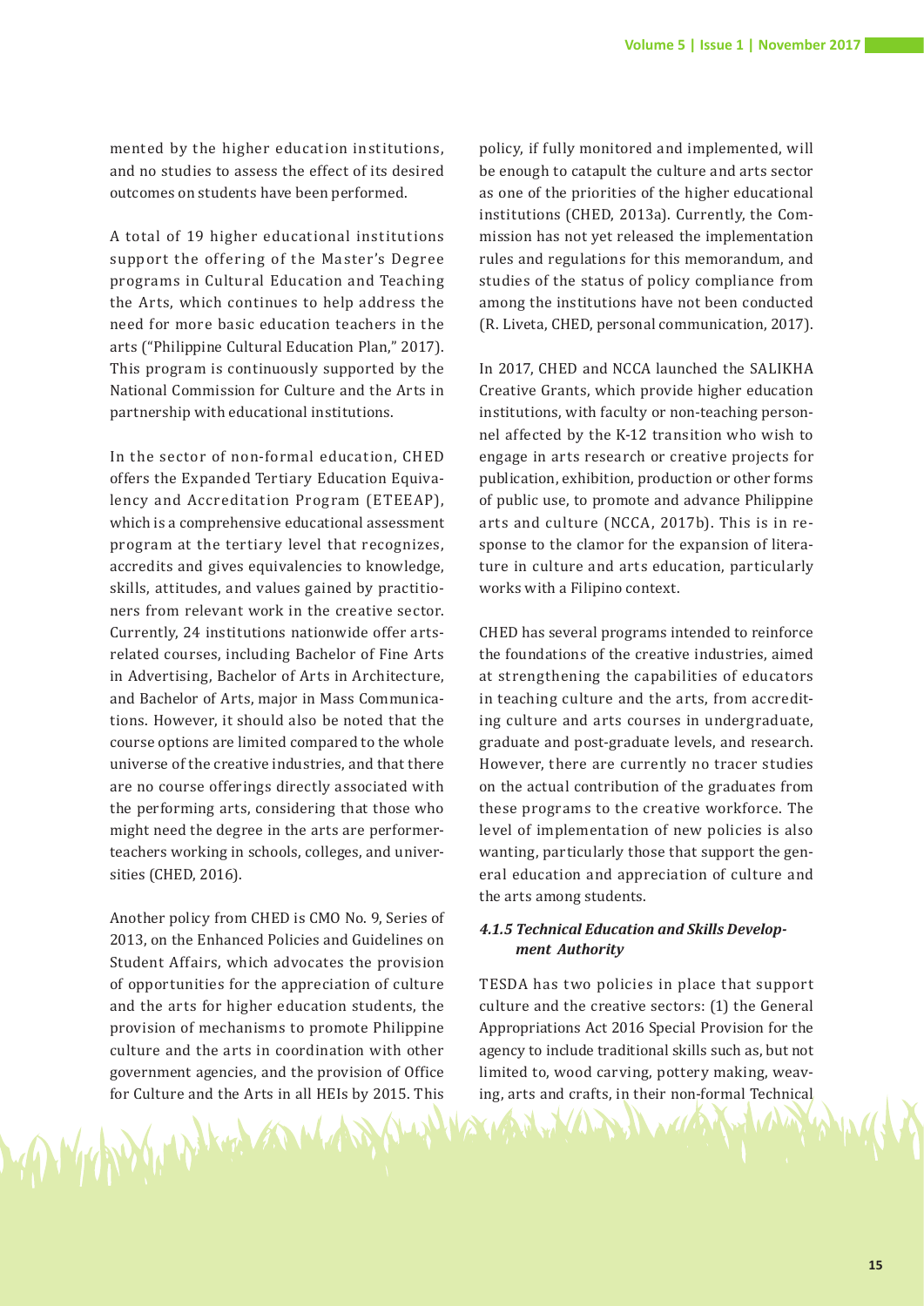mented by the higher education institutions, and no studies to assess the effect of its desired outcomes on students have been performed.

A total of 19 higher educational institutions support the offering of the Master's Degree programs in Cultural Education and Teaching the Arts, which continues to help address the need for more basic education teachers in the arts ("Philippine Cultural Education Plan," 2017). This program is continuously supported by the National Commission for Culture and the Arts in partnership with educational institutions.

In the sector of non-formal education, CHED offers the Expanded Tertiary Education Equivalency and Accreditation Program (ETEEAP), which is a comprehensive educational assessment program at the tertiary level that recognizes, accredits and gives equivalencies to knowledge, skills, attitudes, and values gained by practitioners from relevant work in the creative sector. Currently, 24 institutions nationwide offer arts-related courses, including Bachelor of Fine Arts in Advertising, Bachelor of Arts in Architecture, and Bachelor of Arts, major in Mass Communications. However, it should also be noted that the course options are limited compared to the whole universe of the creative industries, and that there are no course offerings directly associated with the performing arts, considering that those who might need the degree in the arts are performer-teachers working in schools, colleges, and universities (CHED, 2016).

Another policy from CHED is CMO No. 9, Series of 2013, on the Enhanced Policies and Guidelines on Student Affairs, which advocates the provision of opportunities for the appreciation of culture and the arts for higher education students, the provision of mechanisms to promote Philippine culture and the arts in coordination with other government agencies, and the provision of Office for Culture and the Arts in all HEIs by 2015. This policy, if fully monitored and implemented, will be enough to catapult the culture and arts sector as one of the priorities of the higher educational institutions (CHED, 2013a). Currently, the Commission has not yet released the implementation rules and regulations for this memorandum, and studies of the status of policy compliance from among the institutions have not been conducted (R. Liveta, CHED, personal communication, 2017).

In 2017, CHED and NCCA launched the SALIKHA Creative Grants, which provide higher education institutions, with faculty or non-teaching personnel affected by the K-12 transition who wish to engage in arts research or creative projects for publication, exhibition, production or other forms of public use, to promote and advance Philippine arts and culture (NCCA, 2017b). This is in response to the clamor for the expansion of literature in culture and arts education, particularly works with a Filipino context.

CHED has several programs intended to reinforce the foundations of the creative industries, aimed at strengthening the capabilities of educators in teaching culture and the arts, from accrediting culture and arts courses in undergraduate, graduate and post-graduate levels, and research. However, there are currently no tracer studies on the actual contribution of the graduates from these programs to the creative workforce. The level of implementation of new policies is also wanting, particularly those that support the general education and appreciation of culture and the arts among students.

#### *4.1.5 Technical Education and Skills Development Authority*

TESDA has two policies in place that support culture and the creative sectors: (1) the General Appropriations Act 2016 Special Provision for the agency to include traditional skills such as, but not limited to, wood carving, pottery making, weaving, arts and crafts, in their non-formal Technical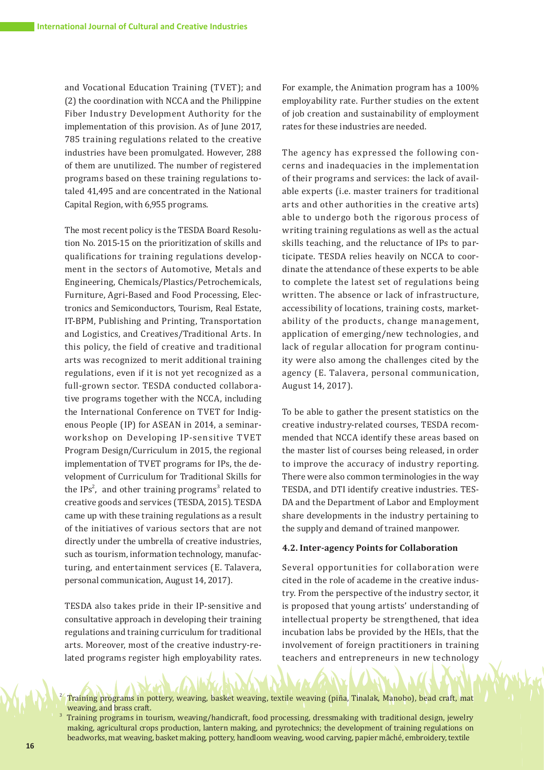and Vocational Education Training (TVET); and (2) the coordination with NCCA and the Philippine Fiber Industry Development Authority for the implementation of this provision. As of June 2017, 785 training regulations related to the creative industries have been promulgated. However, 288 of them are unutilized. The number of registered programs based on these training regulations totaled 41,495 and are concentrated in the National Capital Region, with 6,955 programs.

The most recent policy is the TESDA Board Resolution No. 2015-15 on the prioritization of skills and qualifications for training regulations development in the sectors of Automotive, Metals and Engineering, Chemicals/Plastics/Petrochemicals, Furniture, Agri-Based and Food Processing, Electronics and Semiconductors, Tourism, Real Estate, IT-BPM, Publishing and Printing, Transportation and Logistics, and Creatives/Traditional Arts. In this policy, the field of creative and traditional arts was recognized to merit additional training regulations, even if it is not yet recognized as a full-grown sector. TESDA conducted collaborative programs together with the NCCA, including the International Conference on TVET for Indigenous People (IP) for ASEAN in 2014, a seminar-workshop on Developing IP-sensitive TVET Program Design/Curriculum in 2015, the regional implementation of TVET programs for IPs, the development of Curriculum for Traditional Skills for the IPs[2], and other training programs[3] related to creative goods and services (TESDA, 2015). TESDA came up with these training regulations as a result of the initiatives of various sectors that are not directly under the umbrella of creative industries, such as tourism, information technology, manufacturing, and entertainment services (E. Talavera, personal communication, August 14, 2017).

TESDA also takes pride in their IP-sensitive and consultative approach in developing their training regulations and training curriculum for traditional arts. Moreover, most of the creative industry-related programs register high employability rates. For example, the Animation program has a 100% employability rate. Further studies on the extent of job creation and sustainability of employment rates for these industries are needed.

The agency has expressed the following concerns and inadequacies in the implementation of their programs and services: the lack of available experts (i.e. master trainers for traditional arts and other authorities in the creative arts) able to undergo both the rigorous process of writing training regulations as well as the actual skills teaching, and the reluctance of IPs to participate. TESDA relies heavily on NCCA to coordinate the attendance of these experts to be able to complete the latest set of regulations being written. The absence or lack of infrastructure, accessibility of locations, training costs, marketability of the products, change management, application of emerging/new technologies, and lack of regular allocation for program continuity were also among the challenges cited by the agency (E. Talavera, personal communication, August 14, 2017).

To be able to gather the present statistics on the creative industry-related courses, TESDA recommended that NCCA identify these areas based on the master list of courses being released, in order to improve the accuracy of industry reporting. There were also common terminologies in the way TESDA, and DTI identify creative industries. TESDA and the Department of Labor and Employment share developments in the industry pertaining to the supply and demand of trained manpower.

#### 4.2. Inter-agency Points for Collaboration

Several opportunities for collaboration were cited in the role of academe in the creative industry. From the perspective of the industry sector, it is proposed that young artists' understanding of intellectual property be strengthened, that idea incubation labs be provided by the HEIs, that the involvement of foreign practitioners in training teachers and entrepreneurs in new technology

[2] Training programs in pottery, weaving, basket weaving, textile weaving (piña, Tinalak, Manobo), bead craft, mat weaving, and brass craft.

[3] Training programs in tourism, weaving/handicraft, food processing, dressmaking with traditional design, jewelry making, agricultural crops production, lantern making, and pyrotechnics; the development of training regulations on beadworks, mat weaving, basket making, pottery, handloom weaving, wood carving, papier mâché, embroidery, textile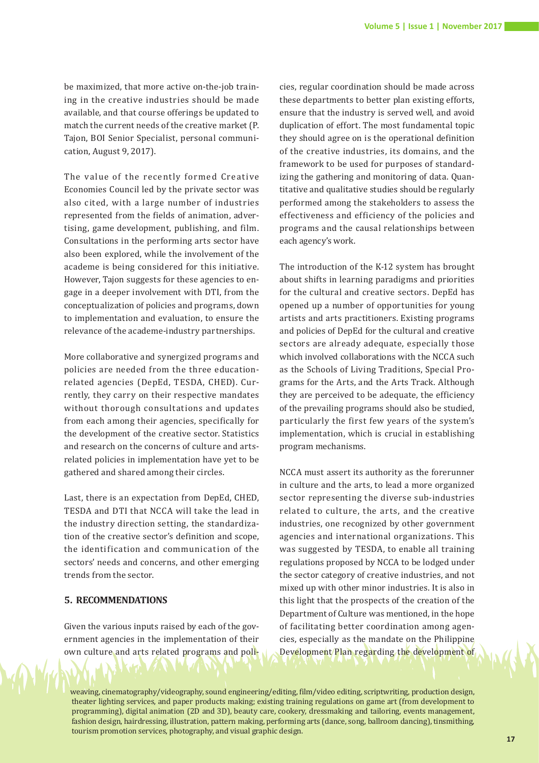be maximized, that more active on-the-job training in the creative industries should be made available, and that course offerings be updated to match the current needs of the creative market (P. Tajon, BOI Senior Specialist, personal communication, August 9, 2017).

The value of the recently formed Creative Economies Council led by the private sector was also cited, with a large number of industries represented from the fields of animation, advertising, game development, publishing, and film. Consultations in the performing arts sector have also been explored, while the involvement of the academe is being considered for this initiative. However, Tajon suggests for these agencies to engage in a deeper involvement with DTI, from the conceptualization of policies and programs, down to implementation and evaluation, to ensure the relevance of the academe-industry partnerships.

More collaborative and synergized programs and policies are needed from the three education-related agencies (DepEd, TESDA, CHED). Currently, they carry on their respective mandates without thorough consultations and updates from each among their agencies, specifically for the development of the creative sector. Statistics and research on the concerns of culture and arts-related policies in implementation have yet to be gathered and shared among their circles.

Last, there is an expectation from DepEd, CHED, TESDA and DTI that NCCA will take the lead in the industry direction setting, the standardization of the creative sector's definition and scope, the identification and communication of the sectors' needs and concerns, and other emerging trends from the sector.

## 5. RECOMMENDATIONS

Given the various inputs raised by each of the government agencies in the implementation of their own culture and arts related programs and policies, regular coordination should be made across these departments to better plan existing efforts, ensure that the industry is served well, and avoid duplication of effort. The most fundamental topic they should agree on is the operational definition of the creative industries, its domains, and the framework to be used for purposes of standardizing the gathering and monitoring of data. Quantitative and qualitative studies should be regularly performed among the stakeholders to assess the effectiveness and efficiency of the policies and programs and the causal relationships between each agency's work.

The introduction of the K-12 system has brought about shifts in learning paradigms and priorities for the cultural and creative sectors. DepEd has opened up a number of opportunities for young artists and arts practitioners. Existing programs and policies of DepEd for the cultural and creative sectors are already adequate, especially those which involved collaborations with the NCCA such as the Schools of Living Traditions, Special Programs for the Arts, and the Arts Track. Although they are perceived to be adequate, the efficiency of the prevailing programs should also be studied, particularly the first few years of the system's implementation, which is crucial in establishing program mechanisms.

NCCA must assert its authority as the forerunner in culture and the arts, to lead a more organized sector representing the diverse sub-industries related to culture, the arts, and the creative industries, one recognized by other government agencies and international organizations. This was suggested by TESDA, to enable all training regulations proposed by NCCA to be lodged under the sector category of creative industries, and not mixed up with other minor industries. It is also in this light that the prospects of the creation of the Department of Culture was mentioned, in the hope of facilitating better coordination among agencies, especially as the mandate on the Philippine Development Plan regarding the development of

weaving, cinematography/videography, sound engineering/editing, film/video editing, scriptwriting, production design, theater lighting services, and paper products making; existing training regulations on game art (from development to programming), digital animation (2D and 3D), beauty care, cookery, dressmaking and tailoring, events management, fashion design, hairdressing, illustration, pattern making, performing arts (dance, song, ballroom dancing), tinsmithing, tourism promotion services, photography, and visual graphic design.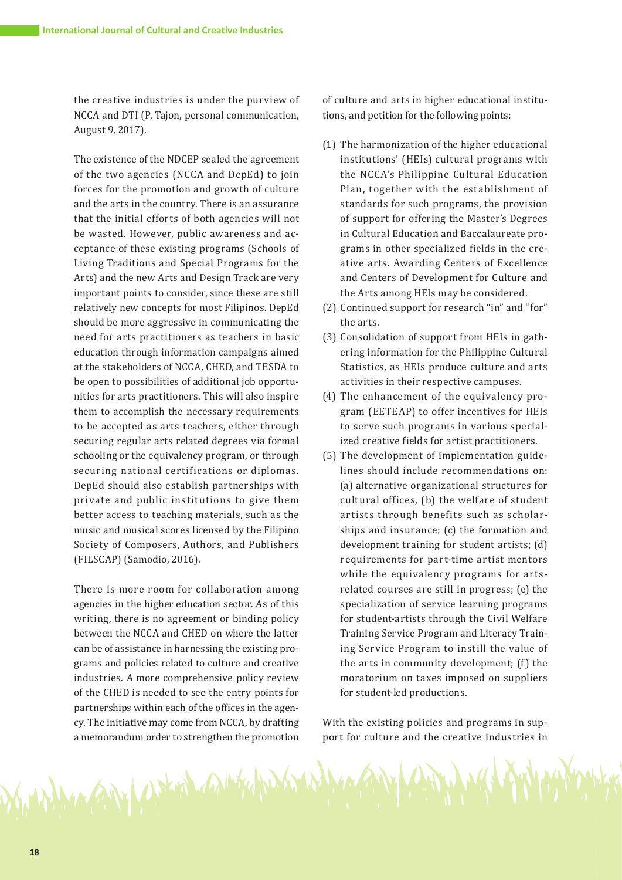the creative industries is under the purview of NCCA and DTI (P. Tajon, personal communication, August 9, 2017).

The existence of the NDCEP sealed the agreement of the two agencies (NCCA and DepEd) to join forces for the promotion and growth of culture and the arts in the country. There is an assurance that the initial efforts of both agencies will not be wasted. However, public awareness and acceptance of these existing programs (Schools of Living Traditions and Special Programs for the Arts) and the new Arts and Design Track are very important points to consider, since these are still relatively new concepts for most Filipinos. DepEd should be more aggressive in communicating the need for arts practitioners as teachers in basic education through information campaigns aimed at the stakeholders of NCCA, CHED, and TESDA to be open to possibilities of additional job opportunities for arts practitioners. This will also inspire them to accomplish the necessary requirements to be accepted as arts teachers, either through securing regular arts related degrees via formal schooling or the equivalency program, or through securing national certifications or diplomas. DepEd should also establish partnerships with private and public institutions to give them better access to teaching materials, such as the music and musical scores licensed by the Filipino Society of Composers, Authors, and Publishers (FILSCAP) (Samodio, 2016).

There is more room for collaboration among agencies in the higher education sector. As of this writing, there is no agreement or binding policy between the NCCA and CHED on where the latter can be of assistance in harnessing the existing programs and policies related to culture and creative industries. A more comprehensive policy review of the CHED is needed to see the entry points for partnerships within each of the offices in the agency. The initiative may come from NCCA, by drafting a memorandum order to strengthen the promotion of culture and arts in higher educational institutions, and petition for the following points:

(1) The harmonization of the higher educational institutions' (HEIs) cultural programs with the NCCA's Philippine Cultural Education Plan, together with the establishment of standards for such programs, the provision of support for offering the Master's Degrees in Cultural Education and Baccalaureate programs in other specialized fields in the creative arts. Awarding Centers of Excellence and Centers of Development for Culture and the Arts among HEIs may be considered.
(2) Continued support for research "in" and "for" the arts.
(3) Consolidation of support from HEIs in gathering information for the Philippine Cultural Statistics, as HEIs produce culture and arts activities in their respective campuses.
(4) The enhancement of the equivalency program (EETEAP) to offer incentives for HEIs to serve such programs in various specialized creative fields for artist practitioners.
(5) The development of implementation guidelines should include recommendations on: (a) alternative organizational structures for cultural offices, (b) the welfare of student artists through benefits such as scholarships and insurance; (c) the formation and development training for student artists; (d) requirements for part-time artist mentors while the equivalency programs for arts-related courses are still in progress; (e) the specialization of service learning programs for student-artists through the Civil Welfare Training Service Program and Literacy Training Service Program to instill the value of the arts in community development; (f) the moratorium on taxes imposed on suppliers for student-led productions.

With the existing policies and programs in support for culture and the creative industries in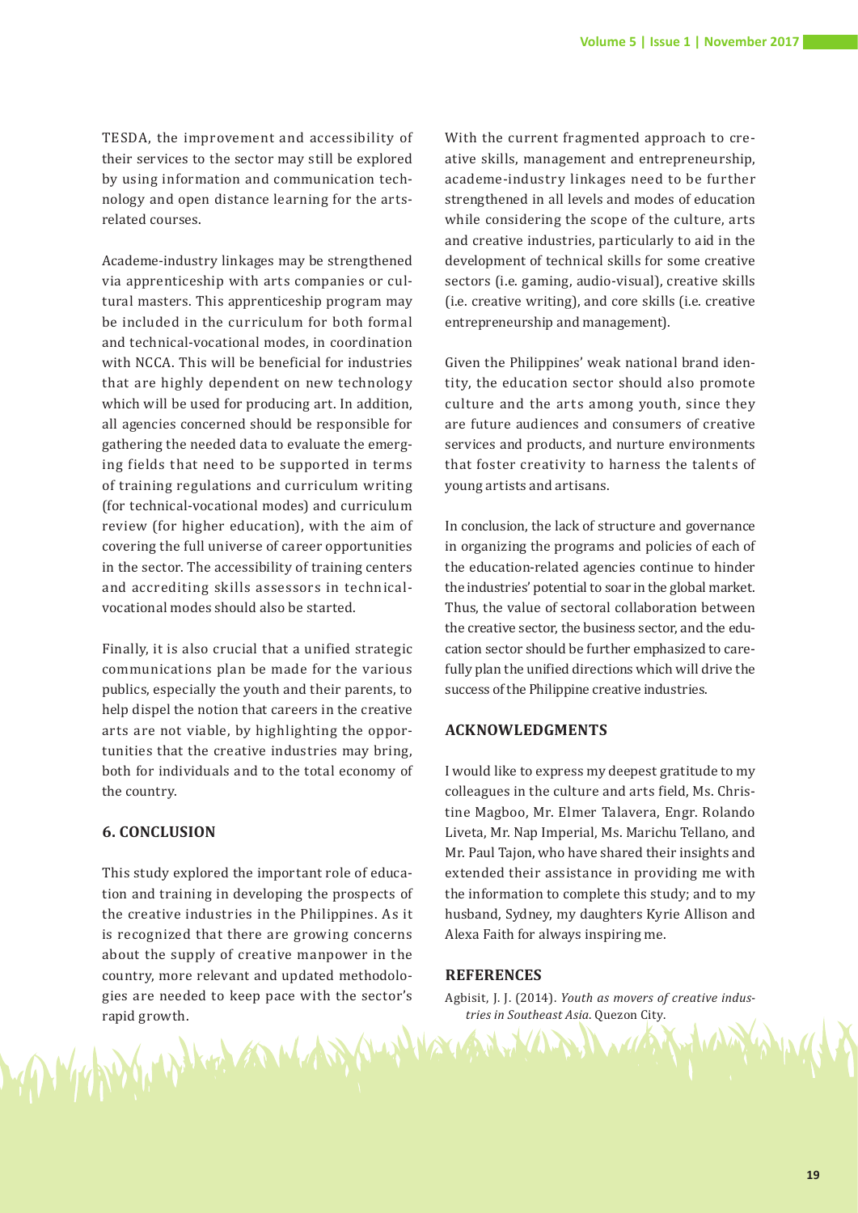TESDA, the improvement and accessibility of their services to the sector may still be explored by using information and communication technology and open distance learning for the arts-related courses.

Academe-industry linkages may be strengthened via apprenticeship with arts companies or cultural masters. This apprenticeship program may be included in the curriculum for both formal and technical-vocational modes, in coordination with NCCA. This will be beneficial for industries that are highly dependent on new technology which will be used for producing art. In addition, all agencies concerned should be responsible for gathering the needed data to evaluate the emerging fields that need to be supported in terms of training regulations and curriculum writing (for technical-vocational modes) and curriculum review (for higher education), with the aim of covering the full universe of career opportunities in the sector. The accessibility of training centers and accrediting skills assessors in technical-vocational modes should also be started.

Finally, it is also crucial that a unified strategic communications plan be made for the various publics, especially the youth and their parents, to help dispel the notion that careers in the creative arts are not viable, by highlighting the opportunities that the creative industries may bring, both for individuals and to the total economy of the country.

## 6. CONCLUSION

This study explored the important role of education and training in developing the prospects of the creative industries in the Philippines. As it is recognized that there are growing concerns about the supply of creative manpower in the country, more relevant and updated methodologies are needed to keep pace with the sector's rapid growth.

With the current fragmented approach to creative skills, management and entrepreneurship, academe-industry linkages need to be further strengthened in all levels and modes of education while considering the scope of the culture, arts and creative industries, particularly to aid in the development of technical skills for some creative sectors (i.e. gaming, audio-visual), creative skills (i.e. creative writing), and core skills (i.e. creative entrepreneurship and management).

Given the Philippines' weak national brand identity, the education sector should also promote culture and the arts among youth, since they are future audiences and consumers of creative services and products, and nurture environments that foster creativity to harness the talents of young artists and artisans.

In conclusion, the lack of structure and governance in organizing the programs and policies of each of the education-related agencies continue to hinder the industries' potential to soar in the global market. Thus, the value of sectoral collaboration between the creative sector, the business sector, and the education sector should be further emphasized to carefully plan the unified directions which will drive the success of the Philippine creative industries.

## ACKNOWLEDGMENTS

I would like to express my deepest gratitude to my colleagues in the culture and arts field, Ms. Christine Magboo, Mr. Elmer Talavera, Engr. Rolando Liveta, Mr. Nap Imperial, Ms. Marichu Tellano, and Mr. Paul Tajon, who have shared their insights and extended their assistance in providing me with the information to complete this study; and to my husband, Sydney, my daughters Kyrie Allison and Alexa Faith for always inspiring me.

## REFERENCES

Agbisit, J. J. (2014). *Youth as movers of creative industries in Southeast Asia*. Quezon City.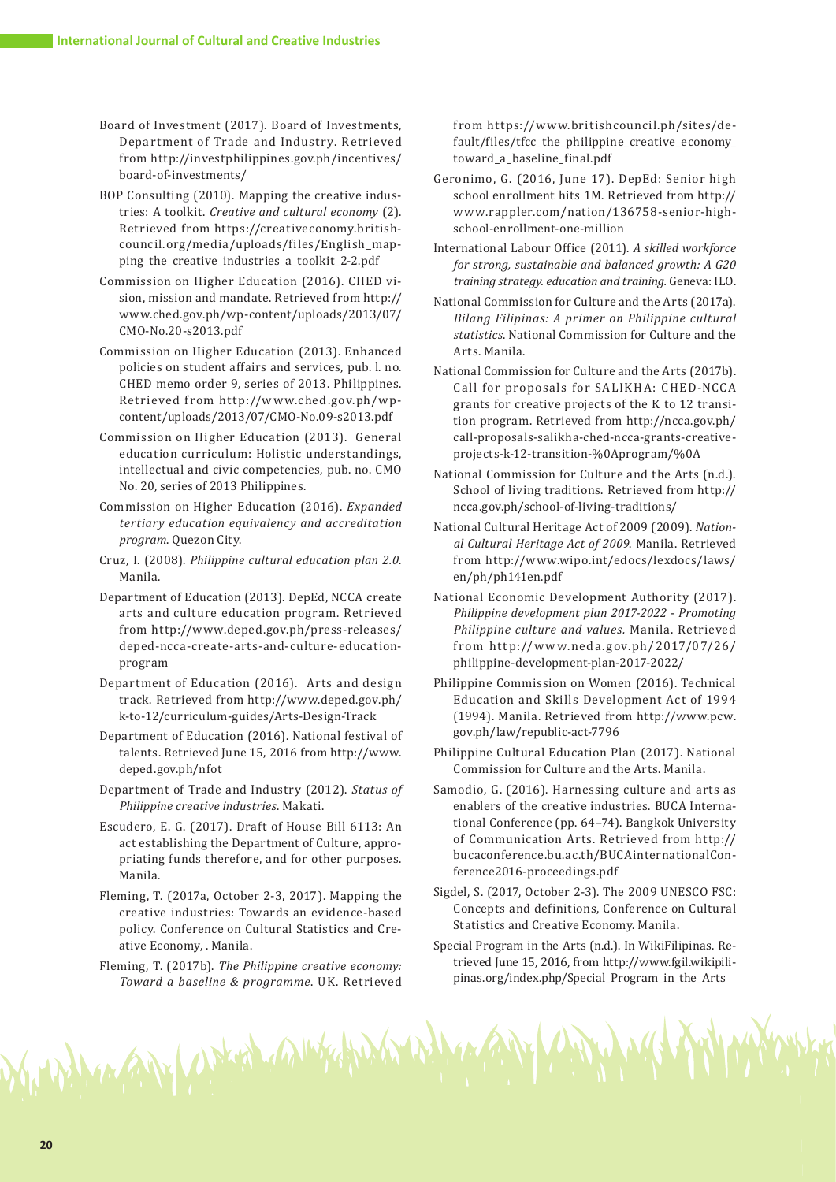Board of Investment (2017). Board of Investments, Department of Trade and Industry. Retrieved from http://investphilippines.gov.ph/incentives/board-of-investments/

BOP Consulting (2010). Mapping the creative industries: A toolkit. *Creative and cultural economy* (2). Retrieved from https://creativeconomy.britishcouncil.org/media/uploads/files/English_mapping_the_creative_industries_a_toolkit_2-2.pdf

Commission on Higher Education (2016). CHED vision, mission and mandate. Retrieved from http://www.ched.gov.ph/wp-content/uploads/2013/07/CMO-No.20-s2013.pdf

Commission on Higher Education (2013). Enhanced policies on student affairs and services, pub. l. no. CHED memo order 9, series of 2013. Philippines. Retrieved from http://www.ched.gov.ph/wp-content/uploads/2013/07/CMO-No.09-s2013.pdf

Commission on Higher Education (2013). General education curriculum: Holistic understandings, intellectual and civic competencies, pub. no. CMO No. 20, series of 2013 Philippines.

Commission on Higher Education (2016). *Expanded tertiary education equivalency and accreditation program*. Quezon City.

Cruz, I. (2008). *Philippine cultural education plan 2.0.* Manila.

Department of Education (2013). DepEd, NCCA create arts and culture education program. Retrieved from http://www.deped.gov.ph/press-releases/deped-ncca-create-arts-and-culture-education-program

Department of Education (2016). Arts and design track. Retrieved from http://www.deped.gov.ph/k-to-12/curriculum-guides/Arts-Design-Track

Department of Education (2016). National festival of talents. Retrieved June 15, 2016 from http://www.deped.gov.ph/nfot

Department of Trade and Industry (2012). *Status of Philippine creative industries*. Makati.

Escudero, E. G. (2017). Draft of House Bill 6113: An act establishing the Department of Culture, appropriating funds therefore, and for other purposes. Manila.

Fleming, T. (2017a, October 2-3, 2017). Mapping the creative industries: Towards an evidence-based policy. Conference on Cultural Statistics and Creative Economy, . Manila.

Fleming, T. (2017b). *The Philippine creative economy: Toward a baseline & programme*. UK. Retrieved from https://www.britishcouncil.ph/sites/default/files/tfcc_the_philippine_creative_economy_toward_a_baseline_final.pdf

Geronimo, G. (2016, June 17). DepEd: Senior high school enrollment hits 1M. Retrieved from http://www.rappler.com/nation/136758-senior-high-school-enrollment-one-million

International Labour Office (2011). *A skilled workforce for strong, sustainable and balanced growth: A G20 training strategy. education and training.* Geneva: ILO.

National Commission for Culture and the Arts (2017a). *Bilang Filipinas: A primer on Philippine cultural statistics*. National Commission for Culture and the Arts. Manila.

National Commission for Culture and the Arts (2017b). Call for proposals for SALIKHA: CHED-NCCA grants for creative projects of the K to 12 transition program. Retrieved from http://ncca.gov.ph/call-proposals-salikha-ched-ncca-grants-creative-projects-k-12-transition-%0Aprogram/%0A

National Commission for Culture and the Arts (n.d.). School of living traditions. Retrieved from http://ncca.gov.ph/school-of-living-traditions/

National Cultural Heritage Act of 2009 (2009). *National Cultural Heritage Act of 2009.* Manila. Retrieved from http://www.wipo.int/edocs/lexdocs/laws/en/ph/ph141en.pdf

National Economic Development Authority (2017). *Philippine development plan 2017-2022 - Promoting Philippine culture and values.* Manila. Retrieved from http://www.neda.gov.ph/2017/07/26/philippine-development-plan-2017-2022/

Philippine Commission on Women (2016). Technical Education and Skills Development Act of 1994 (1994). Manila. Retrieved from http://www.pcw.gov.ph/law/republic-act-7796

Philippine Cultural Education Plan (2017). National Commission for Culture and the Arts. Manila.

Samodio, G. (2016). Harnessing culture and arts as enablers of the creative industries. BUCA International Conference (pp. 64–74). Bangkok University of Communication Arts. Retrieved from http://bucaconference.bu.ac.th/BUCAinternationalConference2016-proceedings.pdf

Sigdel, S. (2017, October 2-3). The 2009 UNESCO FSC: Concepts and definitions, Conference on Cultural Statistics and Creative Economy. Manila.

Special Program in the Arts (n.d.). In WikiFilipinas. Retrieved June 15, 2016, from http://www.fgil.wikipilipinas.org/index.php/Special_Program_in_the_Arts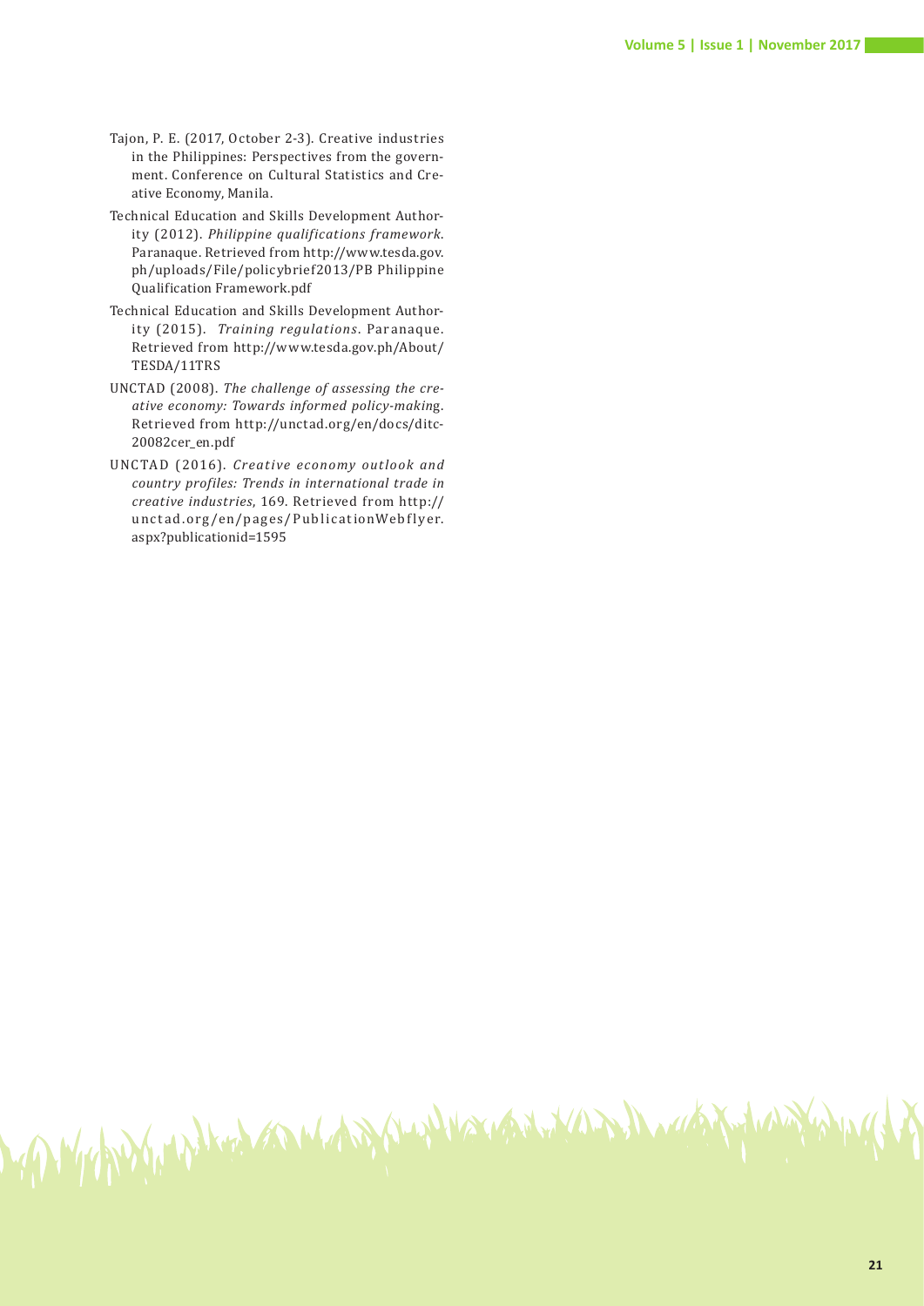Tajon, P. E. (2017, October 2-3). Creative industries in the Philippines: Perspectives from the government. Conference on Cultural Statistics and Creative Economy, Manila.

Technical Education and Skills Development Authority (2012). *Philippine qualifications framework*. Paranaque. Retrieved from http://www.tesda.gov.ph/uploads/File/policybrief2013/PB Philippine Qualification Framework.pdf

Technical Education and Skills Development Authority (2015). *Training regulations*. Paranaque. Retrieved from http://www.tesda.gov.ph/About/TESDA/11TRS

UNCTAD (2008). *The challenge of assessing the creative economy: Towards informed policy-makin*g. Retrieved from http://unctad.org/en/docs/ditc20082cer_en.pdf

UNCTAD (2016). *Creative economy outlook and country profiles: Trends in international trade in creative industries*, 169. Retrieved from http://unctad.org/en/pages/PublicationWebflyer.aspx?publicationid=1595